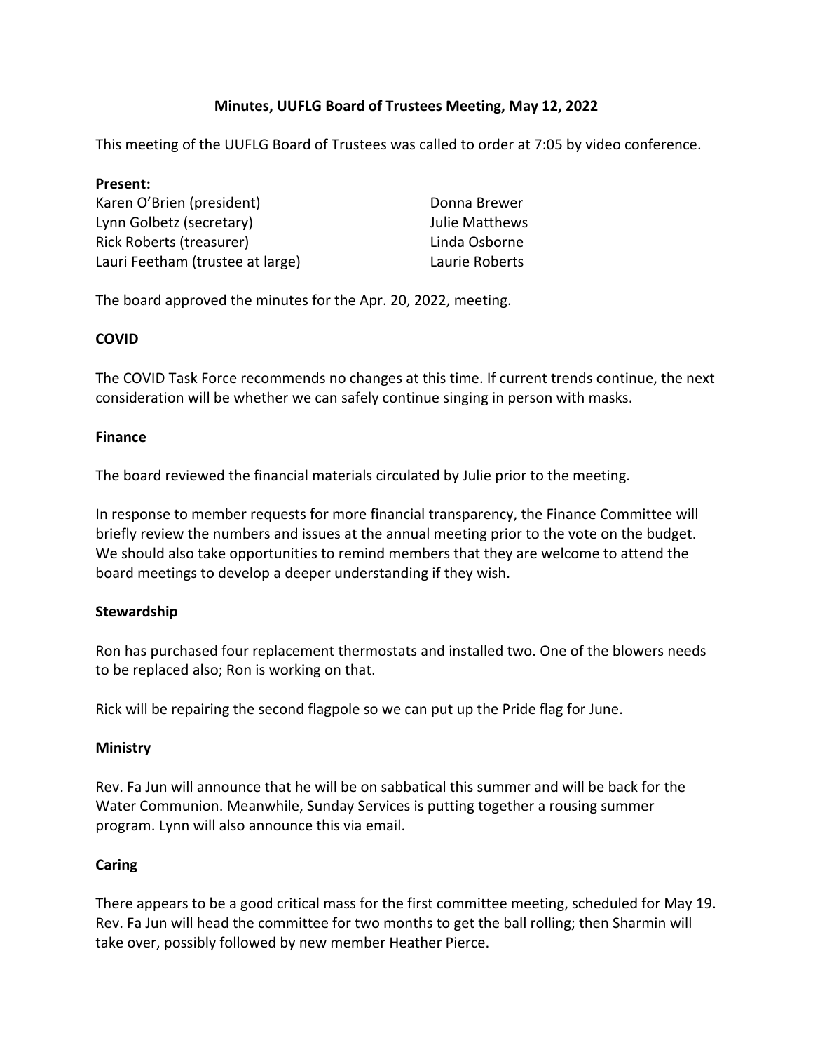# Minutes, UUFLG Board of Trustees Meeting, May 12, 2022

This meeting of the UUFLG Board of Trustees was called to order at 7:05 by video conference.

**Present:**

Karen O'Brien (president)
Lynn Golbetz (secretary)
Rick Roberts (treasurer)
Lauri Feetham (trustee at large)
Donna Brewer
Julie Matthews
Linda Osborne
Laurie Roberts

The board approved the minutes for the Apr. 20, 2022, meeting.

## COVID

The COVID Task Force recommends no changes at this time. If current trends continue, the next consideration will be whether we can safely continue singing in person with masks.

## Finance

The board reviewed the financial materials circulated by Julie prior to the meeting.

In response to member requests for more financial transparency, the Finance Committee will briefly review the numbers and issues at the annual meeting prior to the vote on the budget. We should also take opportunities to remind members that they are welcome to attend the board meetings to develop a deeper understanding if they wish.

## Stewardship

Ron has purchased four replacement thermostats and installed two. One of the blowers needs to be replaced also; Ron is working on that.

Rick will be repairing the second flagpole so we can put up the Pride flag for June.

## Ministry

Rev. Fa Jun will announce that he will be on sabbatical this summer and will be back for the Water Communion. Meanwhile, Sunday Services is putting together a rousing summer program. Lynn will also announce this via email.

## Caring

There appears to be a good critical mass for the first committee meeting, scheduled for May 19. Rev. Fa Jun will head the committee for two months to get the ball rolling; then Sharmin will take over, possibly followed by new member Heather Pierce.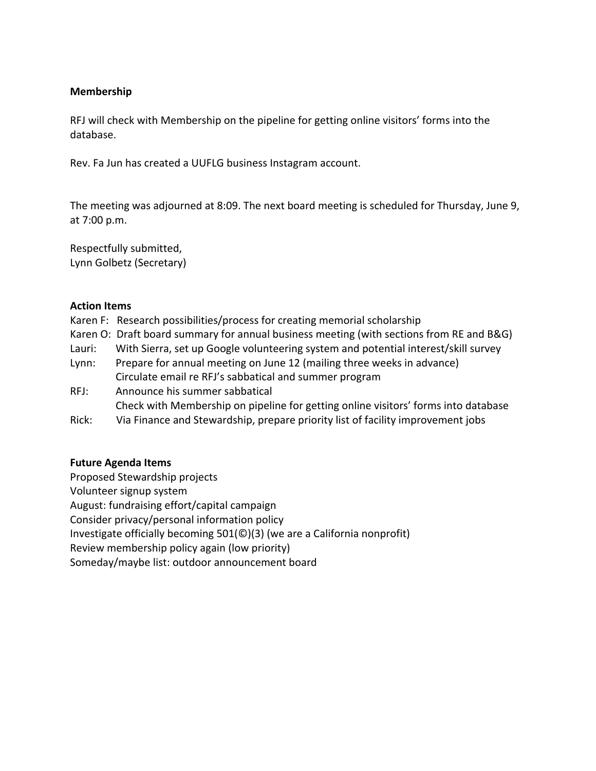**Membership**

RFJ will check with Membership on the pipeline for getting online visitors' forms into the database.

Rev. Fa Jun has created a UUFLG business Instagram account.

The meeting was adjourned at 8:09. The next board meeting is scheduled for Thursday, June 9, at 7:00 p.m.

Respectfully submitted,
Lynn Golbetz (Secretary)

**Action Items**

| | |
|---|---|
| Karen F: | Research possibilities/process for creating memorial scholarship |
| Karen O: | Draft board summary for annual business meeting (with sections from RE and B&G) |
| Lauri: | With Sierra, set up Google volunteering system and potential interest/skill survey |
| Lynn: | Prepare for annual meeting on June 12 (mailing three weeks in advance) |
| | Circulate email re RFJ's sabbatical and summer program |
| RFJ: | Announce his summer sabbatical |
| | Check with Membership on pipeline for getting online visitors' forms into database |
| Rick: | Via Finance and Stewardship, prepare priority list of facility improvement jobs |

**Future Agenda Items**

Proposed Stewardship projects
Volunteer signup system
August: fundraising effort/capital campaign
Consider privacy/personal information policy
Investigate officially becoming 501(©)(3) (we are a California nonprofit)
Review membership policy again (low priority)
Someday/maybe list: outdoor announcement board